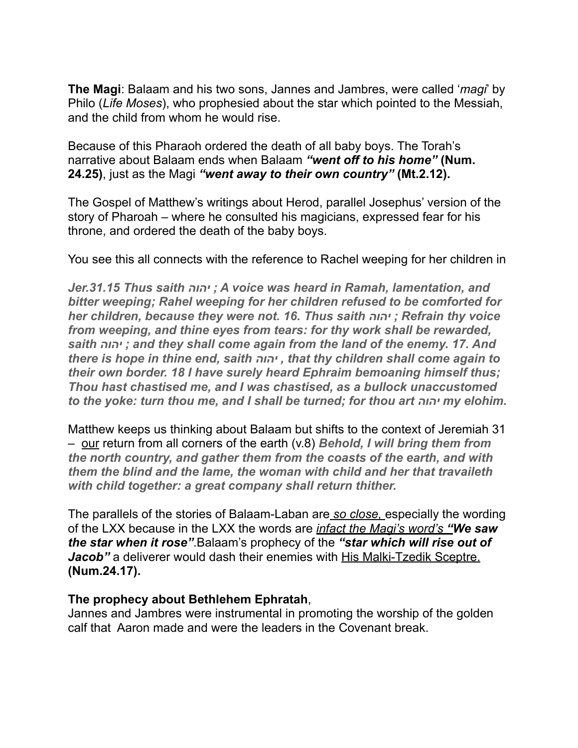**The Magi**: Balaam and his two sons, Jannes and Jambres, were called '*magi*' by Philo (*Life Moses*), who prophesied about the star which pointed to the Messiah, and the child from whom he would rise.

Because of this Pharaoh ordered the death of all baby boys. The Torah's narrative about Balaam ends when Balaam ***"went off to his home"*** **(Num. 24.25)**, just as the Magi ***"went away to their own country"*** **(Mt.2.12).**

The Gospel of Matthew's writings about Herod, parallel Josephus' version of the story of Pharoah – where he consulted his magicians, expressed fear for his throne, and ordered the death of the baby boys.

You see this all connects with the reference to Rachel weeping for her children in

***Jer.31.15 Thus saith יהוה ; A voice was heard in Ramah, lamentation, and bitter weeping; Rahel weeping for her children refused to be comforted for her children, because they were not. 16. Thus saith יהוה ; Refrain thy voice from weeping, and thine eyes from tears: for thy work shall be rewarded, saith יהוה ; and they shall come again from the land of the enemy. 17. And there is hope in thine end, saith יהוה , that thy children shall come again to their own border. 18 I have surely heard Ephraim bemoaning himself thus; Thou hast chastised me, and I was chastised, as a bullock unaccustomed to the yoke: turn thou me, and I shall be turned; for thou art יהוה my elohim.***

Matthew keeps us thinking about Balaam but shifts to the context of Jeremiah 31 – <u>our</u> return from all corners of the earth (v.8) ***Behold, I will bring them from the north country, and gather them from the coasts of the earth, and with them the blind and the lame, the woman with child and her that travaileth with child together: a great company shall return thither.***

The parallels of the stories of Balaam-Laban are *<u>so close,</u>* especially the wording of the LXX because in the LXX the words are *<u>infact the Magi's word's</u>* ***"We saw the star when it rose"***.Balaam's prophecy of the ***"star which will rise out of Jacob"*** a deliverer would dash their enemies with <u>His Malki-Tzedik Sceptre.</u> **(Num.24.17).**

**The prophecy about Bethlehem Ephratah**,
Jannes and Jambres were instrumental in promoting the worship of the golden calf that Aaron made and were the leaders in the Covenant break.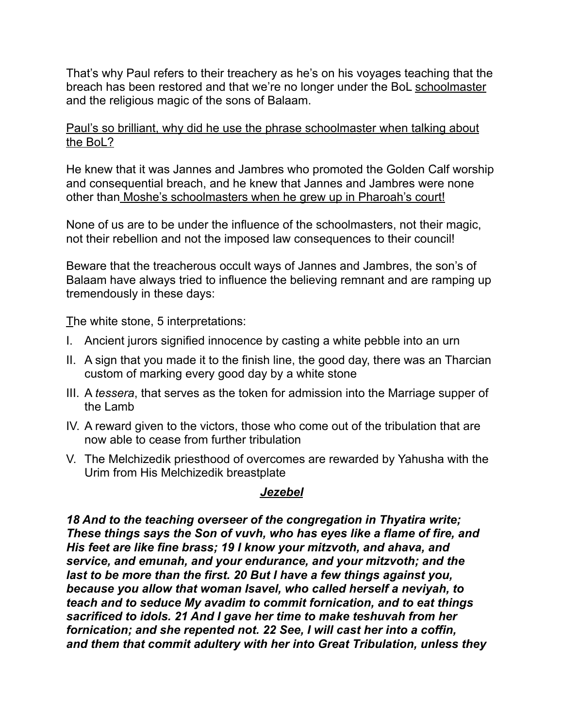That's why Paul refers to their treachery as he's on his voyages teaching that the breach has been restored and that we're no longer under the BoL <u>schoolmaster</u> and the religious magic of the sons of Balaam.

<u>Paul's so brilliant, why did he use the phrase schoolmaster when talking about the BoL?</u>

He knew that it was Jannes and Jambres who promoted the Golden Calf worship and consequential breach, and he knew that Jannes and Jambres were none other than <u>Moshe's schoolmasters when he grew up in Pharoah's court!</u>

None of us are to be under the influence of the schoolmasters, not their magic, not their rebellion and not the imposed law consequences to their council!

Beware that the treacherous occult ways of Jannes and Jambres, the son's of Balaam have always tried to influence the believing remnant and are ramping up tremendously in these days:

The white stone, 5 interpretations:

I. Ancient jurors signified innocence by casting a white pebble into an urn
II. A sign that you made it to the finish line, the good day, there was an Tharcian custom of marking every good day by a white stone
III. A *tessera*, that serves as the token for admission into the Marriage supper of the Lamb
IV. A reward given to the victors, those who come out of the tribulation that are now able to cease from further tribulation
V. The Melchizedek priesthood of overcomes are rewarded by Yahusha with the Urim from His Melchizedek breastplate

## ***<u>Jezebel</u>***

***18 And to the teaching overseer of the congregation in Thyatira write; These things says the Son of vuvh, who has eyes like a flame of fire, and His feet are like fine brass; 19 I know your mitzvoth, and ahava, and service, and emunah, and your endurance, and your mitzvoth; and the last to be more than the first. 20 But I have a few things against you, because you allow that woman Isavel, who called herself a neviyah, to teach and to seduce My avadim to commit fornication, and to eat things sacrificed to idols. 21 And I gave her time to make teshuvah from her fornication; and she repented not. 22 See, I will cast her into a coffin, and them that commit adultery with her into Great Tribulation, unless they***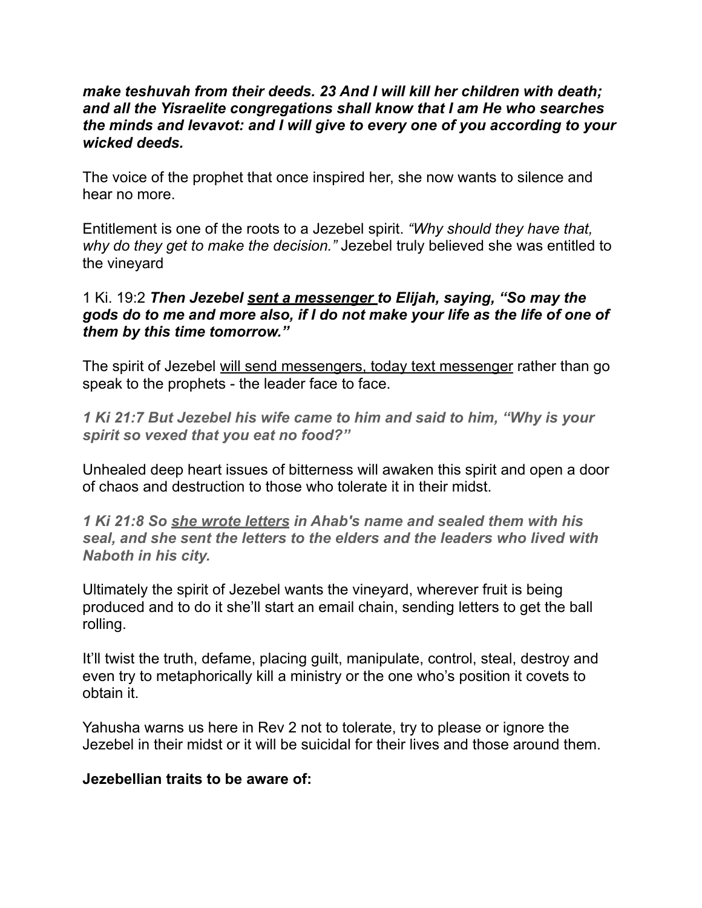***make teshuvah from their deeds. 23 And I will kill her children with death; and all the Yisraelite congregations shall know that I am He who searches the minds and levavot: and I will give to every one of you according to your wicked deeds.***

The voice of the prophet that once inspired her, she now wants to silence and hear no more.

Entitlement is one of the roots to a Jezebel spirit. *"Why should they have that, why do they get to make the decision."* Jezebel truly believed she was entitled to the vineyard

1 Ki. 19:2 ***Then Jezebel <u>sent a messenger</u> to Elijah, saying, "So may the gods do to me and more also, if I do not make your life as the life of one of them by this time tomorrow."***

The spirit of Jezebel <u>will send messengers, today text messenger</u> rather than go speak to the prophets - the leader face to face.

***1 Ki 21:7 But Jezebel his wife came to him and said to him, "Why is your spirit so vexed that you eat no food?"***

Unhealed deep heart issues of bitterness will awaken this spirit and open a door of chaos and destruction to those who tolerate it in their midst.

***1 Ki 21:8 So <u>she wrote letters</u> in Ahab's name and sealed them with his seal, and she sent the letters to the elders and the leaders who lived with Naboth in his city.***

Ultimately the spirit of Jezebel wants the vineyard, wherever fruit is being produced and to do it she'll start an email chain, sending letters to get the ball rolling.

It'll twist the truth, defame, placing guilt, manipulate, control, steal, destroy and even try to metaphorically kill a ministry or the one who's position it covets to obtain it.

Yahusha warns us here in Rev 2 not to tolerate, try to please or ignore the Jezebel in their midst or it will be suicidal for their lives and those around them.

**Jezebellian traits to be aware of:**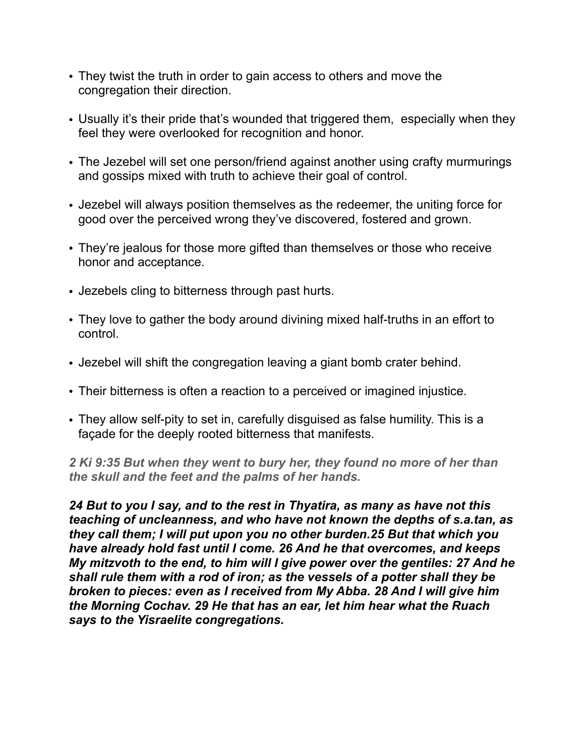- They twist the truth in order to gain access to others and move the congregation their direction.
- Usually it's their pride that's wounded that triggered them,  especially when they feel they were overlooked for recognition and honor.
- The Jezebel will set one person/friend against another using crafty murmurings and gossips mixed with truth to achieve their goal of control.
- Jezebel will always position themselves as the redeemer, the uniting force for good over the perceived wrong they've discovered, fostered and grown.
- They're jealous for those more gifted than themselves or those who receive honor and acceptance.
- Jezebels cling to bitterness through past hurts.
- They love to gather the body around divining mixed half-truths in an effort to control.
- Jezebel will shift the congregation leaving a giant bomb crater behind.
- Their bitterness is often a reaction to a perceived or imagined injustice.
- They allow self-pity to set in, carefully disguised as false humility. This is a façade for the deeply rooted bitterness that manifests.

***2 Ki 9:35 But when they went to bury her, they found no more of her than the skull and the feet and the palms of her hands.***

***24 But to you I say, and to the rest in Thyatira, as many as have not this teaching of uncleanness, and who have not known the depths of s.a.tan, as they call them; I will put upon you no other burden.25 But that which you have already hold fast until I come. 26 And he that overcomes, and keeps My mitzvoth to the end, to him will I give power over the gentiles: 27 And he shall rule them with a rod of iron; as the vessels of a potter shall they be broken to pieces: even as I received from My Abba. 28 And I will give him the Morning Cochav. 29 He that has an ear, let him hear what the Ruach says to the Yisraelite congregations.***